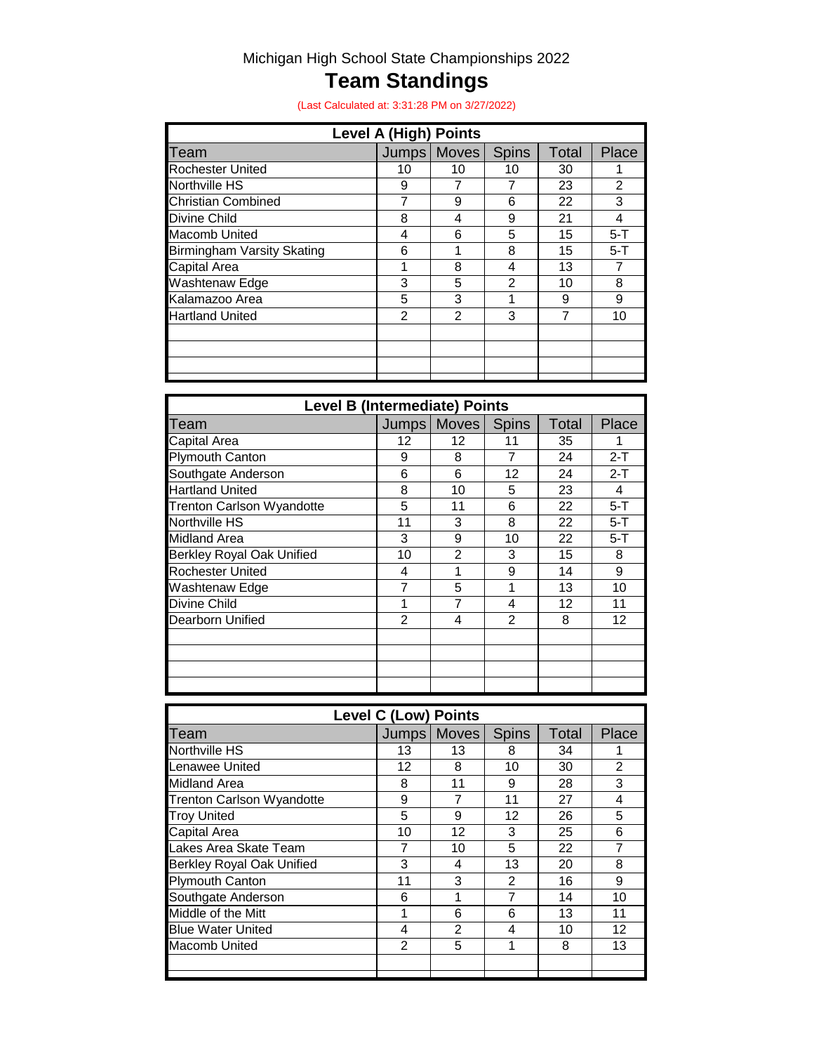Michigan High School State Championships 2022

# Team Standings

(Last Calculated at: 3:31:28 PM on 3/27/2022)

| Level A (High) Points | | | | | |
|---|---|---|---|---|---|
| Team | Jumps | Moves | Spins | Total | Place |
| Rochester United | 10 | 10 | 10 | 30 | 1 |
| Northville HS | 9 | 7 | 7 | 23 | 2 |
| Christian Combined | 7 | 9 | 6 | 22 | 3 |
| Divine Child | 8 | 4 | 9 | 21 | 4 |
| Macomb United | 4 | 6 | 5 | 15 | 5-T |
| Birmingham Varsity Skating | 6 | 1 | 8 | 15 | 5-T |
| Capital Area | 1 | 8 | 4 | 13 | 7 |
| Washtenaw Edge | 3 | 5 | 2 | 10 | 8 |
| Kalamazoo Area | 5 | 3 | 1 | 9 | 9 |
| Hartland United | 2 | 2 | 3 | 7 | 10 |

| Level B (Intermediate) Points | | | | | |
|---|---|---|---|---|---|
| Team | Jumps | Moves | Spins | Total | Place |
| Capital Area | 12 | 12 | 11 | 35 | 1 |
| Plymouth Canton | 9 | 8 | 7 | 24 | 2-T |
| Southgate Anderson | 6 | 6 | 12 | 24 | 2-T |
| Hartland United | 8 | 10 | 5 | 23 | 4 |
| Trenton Carlson Wyandotte | 5 | 11 | 6 | 22 | 5-T |
| Northville HS | 11 | 3 | 8 | 22 | 5-T |
| Midland Area | 3 | 9 | 10 | 22 | 5-T |
| Berkley Royal Oak Unified | 10 | 2 | 3 | 15 | 8 |
| Rochester United | 4 | 1 | 9 | 14 | 9 |
| Washtenaw Edge | 7 | 5 | 1 | 13 | 10 |
| Divine Child | 1 | 7 | 4 | 12 | 11 |
| Dearborn Unified | 2 | 4 | 2 | 8 | 12 |

| Level C (Low) Points | | | | | |
|---|---|---|---|---|---|
| Team | Jumps | Moves | Spins | Total | Place |
| Northville HS | 13 | 13 | 8 | 34 | 1 |
| Lenawee United | 12 | 8 | 10 | 30 | 2 |
| Midland Area | 8 | 11 | 9 | 28 | 3 |
| Trenton Carlson Wyandotte | 9 | 7 | 11 | 27 | 4 |
| Troy United | 5 | 9 | 12 | 26 | 5 |
| Capital Area | 10 | 12 | 3 | 25 | 6 |
| Lakes Area Skate Team | 7 | 10 | 5 | 22 | 7 |
| Berkley Royal Oak Unified | 3 | 4 | 13 | 20 | 8 |
| Plymouth Canton | 11 | 3 | 2 | 16 | 9 |
| Southgate Anderson | 6 | 1 | 7 | 14 | 10 |
| Middle of the Mitt | 1 | 6 | 6 | 13 | 11 |
| Blue Water United | 4 | 2 | 4 | 10 | 12 |
| Macomb United | 2 | 5 | 1 | 8 | 13 |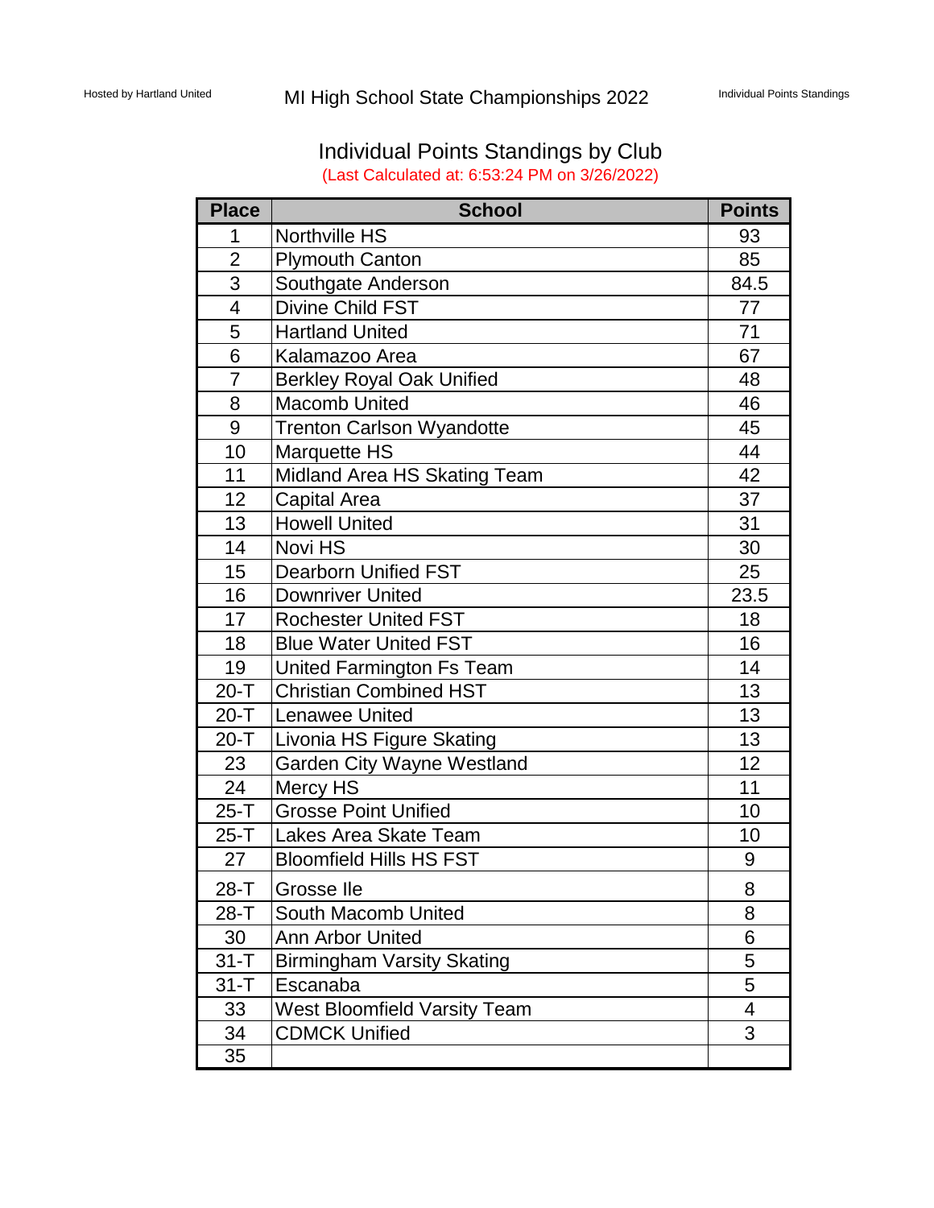# Individual Points Standings by Club

(Last Calculated at: 6:53:24 PM on 3/26/2022)

| Place | School | Points |
|---|---|---|
| 1 | Northville HS | 93 |
| 2 | Plymouth Canton | 85 |
| 3 | Southgate Anderson | 84.5 |
| 4 | Divine Child FST | 77 |
| 5 | Hartland United | 71 |
| 6 | Kalamazoo Area | 67 |
| 7 | Berkley Royal Oak Unified | 48 |
| 8 | Macomb United | 46 |
| 9 | Trenton Carlson Wyandotte | 45 |
| 10 | Marquette HS | 44 |
| 11 | Midland Area HS Skating Team | 42 |
| 12 | Capital Area | 37 |
| 13 | Howell United | 31 |
| 14 | Novi HS | 30 |
| 15 | Dearborn Unified FST | 25 |
| 16 | Downriver United | 23.5 |
| 17 | Rochester United FST | 18 |
| 18 | Blue Water United FST | 16 |
| 19 | United Farmington Fs Team | 14 |
| 20-T | Christian Combined HST | 13 |
| 20-T | Lenawee United | 13 |
| 20-T | Livonia HS Figure Skating | 13 |
| 23 | Garden City Wayne Westland | 12 |
| 24 | Mercy HS | 11 |
| 25-T | Grosse Point Unified | 10 |
| 25-T | Lakes Area Skate Team | 10 |
| 27 | Bloomfield Hills HS FST | 9 |
| 28-T | Grosse Ile | 8 |
| 28-T | South Macomb United | 8 |
| 30 | Ann Arbor United | 6 |
| 31-T | Birmingham Varsity Skating | 5 |
| 31-T | Escanaba | 5 |
| 33 | West Bloomfield Varsity Team | 4 |
| 34 | CDMCK Unified | 3 |
| 35 | | |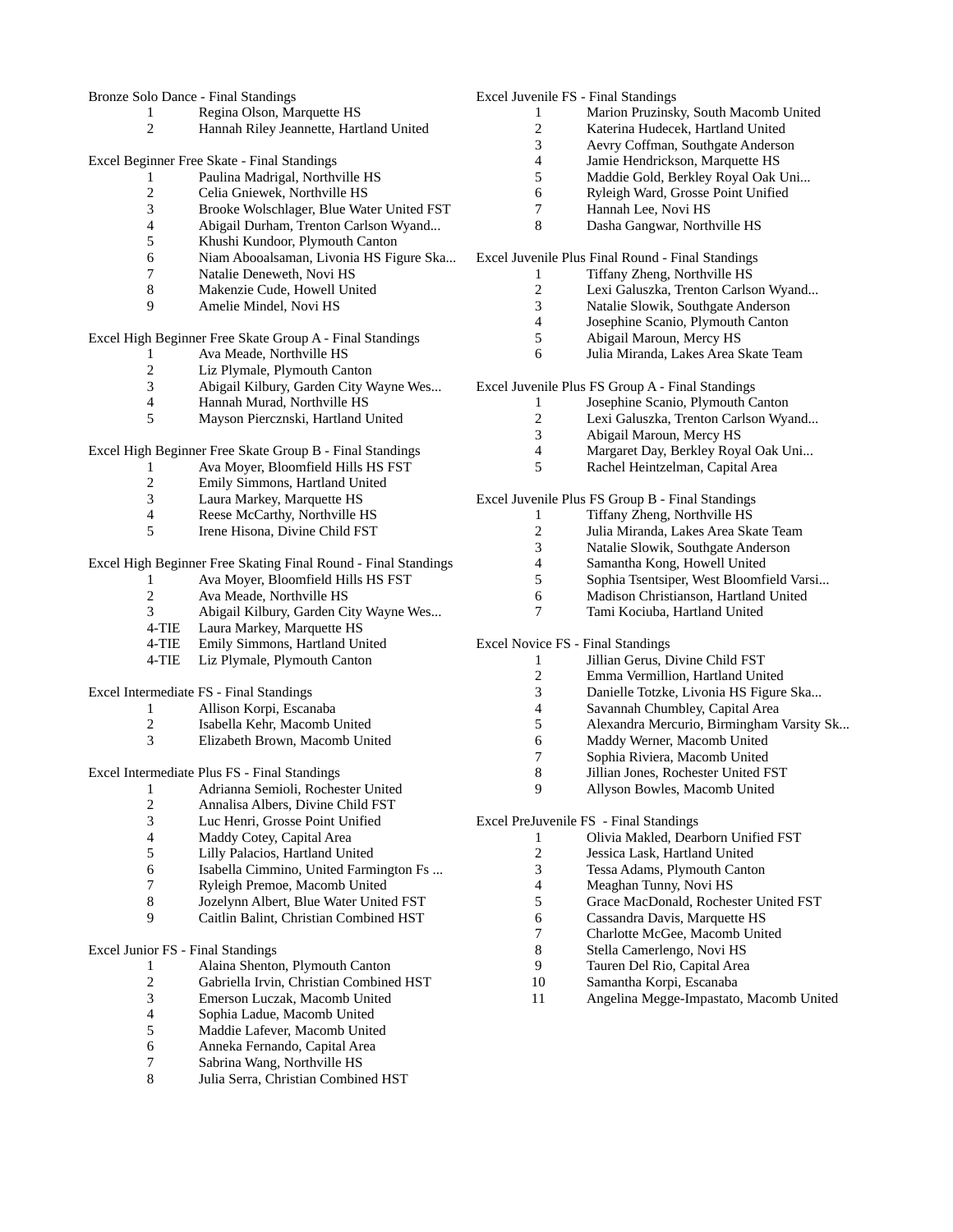Bronze Solo Dance - Final Standings

| | |
|---|---|
| 1 | Regina Olson, Marquette HS |
| 2 | Hannah Riley Jeannette, Hartland United |

Excel Beginner Free Skate - Final Standings

| | |
|---|---|
| 1 | Paulina Madrigal, Northville HS |
| 2 | Celia Gniewek, Northville HS |
| 3 | Brooke Wolschlager, Blue Water United FST |
| 4 | Abigail Durham, Trenton Carlson Wyand... |
| 5 | Khushi Kundoor, Plymouth Canton |
| 6 | Niam Abooalsaman, Livonia HS Figure Ska... |
| 7 | Natalie Deneweth, Novi HS |
| 8 | Makenzie Cude, Howell United |
| 9 | Amelie Mindel, Novi HS |

Excel High Beginner Free Skate Group A - Final Standings

| | |
|---|---|
| 1 | Ava Meade, Northville HS |
| 2 | Liz Plymale, Plymouth Canton |
| 3 | Abigail Kilbury, Garden City Wayne Wes... |
| 4 | Hannah Murad, Northville HS |
| 5 | Mayson Pierczonski, Hartland United |

Excel High Beginner Free Skate Group B - Final Standings

| | |
|---|---|
| 1 | Ava Moyer, Bloomfield Hills HS FST |
| 2 | Emily Simmons, Hartland United |
| 3 | Laura Markey, Marquette HS |
| 4 | Reese McCarthy, Northville HS |
| 5 | Irene Hisona, Divine Child FST |

Excel High Beginner Free Skating Final Round - Final Standings

| | |
|---|---|
| 1 | Ava Moyer, Bloomfield Hills HS FST |
| 2 | Ava Meade, Northville HS |
| 3 | Abigail Kilbury, Garden City Wayne Wes... |
| 4-TIE | Laura Markey, Marquette HS |
| 4-TIE | Emily Simmons, Hartland United |
| 4-TIE | Liz Plymale, Plymouth Canton |

Excel Intermediate FS - Final Standings

| | |
|---|---|
| 1 | Allison Korpi, Escanaba |
| 2 | Isabella Kehr, Macomb United |
| 3 | Elizabeth Brown, Macomb United |

Excel Intermediate Plus FS - Final Standings

| | |
|---|---|
| 1 | Adrianna Semioli, Rochester United |
| 2 | Annalisa Albers, Divine Child FST |
| 3 | Luc Henri, Grosse Point Unified |
| 4 | Maddy Cotey, Capital Area |
| 5 | Lilly Palacios, Hartland United |
| 6 | Isabella Cimmino, United Farmington Fs ... |
| 7 | Ryleigh Premoe, Macomb United |
| 8 | Jozelynn Albert, Blue Water United FST |
| 9 | Caitlin Balint, Christian Combined HST |

Excel Junior FS - Final Standings

| | |
|---|---|
| 1 | Alaina Shenton, Plymouth Canton |
| 2 | Gabriella Irvin, Christian Combined HST |
| 3 | Emerson Luczak, Macomb United |
| 4 | Sophia Ladue, Macomb United |
| 5 | Maddie Lafever, Macomb United |
| 6 | Anneka Fernando, Capital Area |
| 7 | Sabrina Wang, Northville HS |
| 8 | Julia Serra, Christian Combined HST |

Excel Juvenile FS - Final Standings

| | |
|---|---|
| 1 | Marion Pruzinsky, South Macomb United |
| 2 | Katerina Hudecek, Hartland United |
| 3 | Aevry Coffman, Southgate Anderson |
| 4 | Jamie Hendrickson, Marquette HS |
| 5 | Maddie Gold, Berkley Royal Oak Uni... |
| 6 | Ryleigh Ward, Grosse Point Unified |
| 7 | Hannah Lee, Novi HS |
| 8 | Dasha Gangwar, Northville HS |

Excel Juvenile Plus Final Round - Final Standings

| | |
|---|---|
| 1 | Tiffany Zheng, Northville HS |
| 2 | Lexi Galuszka, Trenton Carlson Wyand... |
| 3 | Natalie Slowik, Southgate Anderson |
| 4 | Josephine Scanio, Plymouth Canton |
| 5 | Abigail Maroun, Mercy HS |
| 6 | Julia Miranda, Lakes Area Skate Team |

Excel Juvenile Plus FS Group A - Final Standings

| | |
|---|---|
| 1 | Josephine Scanio, Plymouth Canton |
| 2 | Lexi Galuszka, Trenton Carlson Wyand... |
| 3 | Abigail Maroun, Mercy HS |
| 4 | Margaret Day, Berkley Royal Oak Uni... |
| 5 | Rachel Heintzelman, Capital Area |

Excel Juvenile Plus FS Group B - Final Standings

| | |
|---|---|
| 1 | Tiffany Zheng, Northville HS |
| 2 | Julia Miranda, Lakes Area Skate Team |
| 3 | Natalie Slowik, Southgate Anderson |
| 4 | Samantha Kong, Howell United |
| 5 | Sophia Tsentsiper, West Bloomfield Varsi... |
| 6 | Madison Christianson, Hartland United |
| 7 | Tami Kociuba, Hartland United |

Excel Novice FS - Final Standings

| | |
|---|---|
| 1 | Jillian Gerus, Divine Child FST |
| 2 | Emma Vermillion, Hartland United |
| 3 | Danielle Totzke, Livonia HS Figure Ska... |
| 4 | Savannah Chumbley, Capital Area |
| 5 | Alexandra Mercurio, Birmingham Varsity Sk... |
| 6 | Maddy Werner, Macomb United |
| 7 | Sophia Riviera, Macomb United |
| 8 | Jillian Jones, Rochester United FST |
| 9 | Allyson Bowles, Macomb United |

Excel PreJuvenile FS - Final Standings

| | |
|---|---|
| 1 | Olivia Makled, Dearborn Unified FST |
| 2 | Jessica Lask, Hartland United |
| 3 | Tessa Adams, Plymouth Canton |
| 4 | Meaghan Tunny, Novi HS |
| 5 | Grace MacDonald, Rochester United FST |
| 6 | Cassandra Davis, Marquette HS |
| 7 | Charlotte McGee, Macomb United |
| 8 | Stella Camerlengo, Novi HS |
| 9 | Tauren Del Rio, Capital Area |
| 10 | Samantha Korpi, Escanaba |
| 11 | Angelina Megge-Impastato, Macomb United |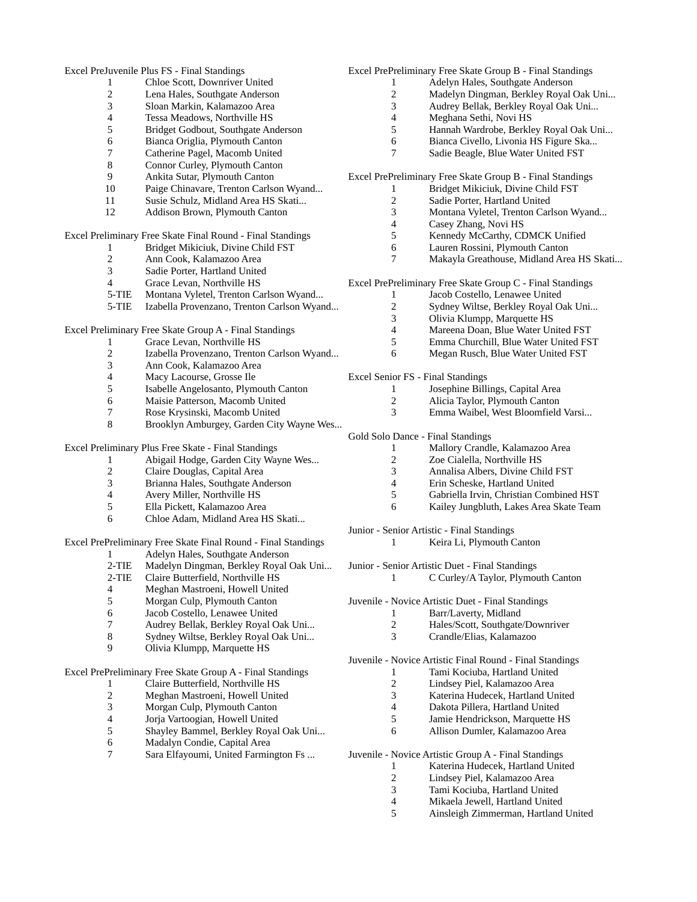Excel PreJuvenile Plus FS - Final Standings

| | |
|---|---|
| 1 | Chloe Scott, Downriver United |
| 2 | Lena Hales, Southgate Anderson |
| 3 | Sloan Markin, Kalamazoo Area |
| 4 | Tessa Meadows, Northville HS |
| 5 | Bridget Godbout, Southgate Anderson |
| 6 | Bianca Origlia, Plymouth Canton |
| 7 | Catherine Pagel, Macomb United |
| 8 | Connor Curley, Plymouth Canton |
| 9 | Ankita Sutar, Plymouth Canton |
| 10 | Paige Chinavare, Trenton Carlson Wyand... |
| 11 | Susie Schulz, Midland Area HS Skati... |
| 12 | Addison Brown, Plymouth Canton |

Excel Preliminary Free Skate Final Round - Final Standings

| | |
|---|---|
| 1 | Bridget Mikiciuk, Divine Child FST |
| 2 | Ann Cook, Kalamazoo Area |
| 3 | Sadie Porter, Hartland United |
| 4 | Grace Levan, Northville HS |
| 5-TIE | Montana Vyletel, Trenton Carlson Wyand... |
| 5-TIE | Izabella Provenzano, Trenton Carlson Wyand... |

Excel Preliminary Free Skate Group A - Final Standings

| | |
|---|---|
| 1 | Grace Levan, Northville HS |
| 2 | Izabella Provenzano, Trenton Carlson Wyand... |
| 3 | Ann Cook, Kalamazoo Area |
| 4 | Macy Lacourse, Grosse Ile |
| 5 | Isabelle Angelosanto, Plymouth Canton |
| 6 | Maisie Patterson, Macomb United |
| 7 | Rose Krysinski, Macomb United |
| 8 | Brooklyn Amburgey, Garden City Wayne Wes... |

Excel Preliminary Plus Free Skate - Final Standings

| | |
|---|---|
| 1 | Abigail Hodge, Garden City Wayne Wes... |
| 2 | Claire Douglas, Capital Area |
| 3 | Brianna Hales, Southgate Anderson |
| 4 | Avery Miller, Northville HS |
| 5 | Ella Pickett, Kalamazoo Area |
| 6 | Chloe Adam, Midland Area HS Skati... |

Excel PrePreliminary Free Skate Final Round - Final Standings

| | |
|---|---|
| 1 | Adelyn Hales, Southgate Anderson |
| 2-TIE | Madelyn Dingman, Berkley Royal Oak Uni... |
| 2-TIE | Claire Butterfield, Northville HS |
| 4 | Meghan Mastroeni, Howell United |
| 5 | Morgan Culp, Plymouth Canton |
| 6 | Jacob Costello, Lenawee United |
| 7 | Audrey Bellak, Berkley Royal Oak Uni... |
| 8 | Sydney Wiltse, Berkley Royal Oak Uni... |
| 9 | Olivia Klumpp, Marquette HS |

Excel PrePreliminary Free Skate Group A - Final Standings

| | |
|---|---|
| 1 | Claire Butterfield, Northville HS |
| 2 | Meghan Mastroeni, Howell United |
| 3 | Morgan Culp, Plymouth Canton |
| 4 | Jorja Vartoogian, Howell United |
| 5 | Shayley Bammel, Berkley Royal Oak Uni... |
| 6 | Madalyn Condie, Capital Area |
| 7 | Sara Elfayoumi, United Farmington Fs ... |

Excel PrePreliminary Free Skate Group B - Final Standings

| | |
|---|---|
| 1 | Adelyn Hales, Southgate Anderson |
| 2 | Madelyn Dingman, Berkley Royal Oak Uni... |
| 3 | Audrey Bellak, Berkley Royal Oak Uni... |
| 4 | Meghana Sethi, Novi HS |
| 5 | Hannah Wardrobe, Berkley Royal Oak Uni... |
| 6 | Bianca Civello, Livonia HS Figure Ska... |
| 7 | Sadie Beagle, Blue Water United FST |

Excel PrePreliminary Free Skate Group B - Final Standings

| | |
|---|---|
| 1 | Bridget Mikiciuk, Divine Child FST |
| 2 | Sadie Porter, Hartland United |
| 3 | Montana Vyletel, Trenton Carlson Wyand... |
| 4 | Casey Zhang, Novi HS |
| 5 | Kennedy McCarthy, CDMCK Unified |
| 6 | Lauren Rossini, Plymouth Canton |
| 7 | Makayla Greathouse, Midland Area HS Skati... |

Excel PrePreliminary Free Skate Group C - Final Standings

| | |
|---|---|
| 1 | Jacob Costello, Lenawee United |
| 2 | Sydney Wiltse, Berkley Royal Oak Uni... |
| 3 | Olivia Klumpp, Marquette HS |
| 4 | Mareena Doan, Blue Water United FST |
| 5 | Emma Churchill, Blue Water United FST |
| 6 | Megan Rusch, Blue Water United FST |

Excel Senior FS - Final Standings

| | |
|---|---|
| 1 | Josephine Billings, Capital Area |
| 2 | Alicia Taylor, Plymouth Canton |
| 3 | Emma Waibel, West Bloomfield Varsi... |

Gold Solo Dance - Final Standings

| | |
|---|---|
| 1 | Mallory Crandle, Kalamazoo Area |
| 2 | Zoe Cialella, Northville HS |
| 3 | Annalisa Albers, Divine Child FST |
| 4 | Erin Scheske, Hartland United |
| 5 | Gabriella Irvin, Christian Combined HST |
| 6 | Kailey Jungbluth, Lakes Area Skate Team |

Junior - Senior Artistic - Final Standings

| | |
|---|---|
| 1 | Keira Li, Plymouth Canton |

Junior - Senior Artistic Duet - Final Standings

| | |
|---|---|
| 1 | C Curley/A Taylor, Plymouth Canton |

Juvenile - Novice Artistic Duet - Final Standings

| | |
|---|---|
| 1 | Barr/Laverty, Midland |
| 2 | Hales/Scott, Southgate/Downriver |
| 3 | Crandle/Elias, Kalamazoo |

Juvenile - Novice Artistic Final Round - Final Standings

| | |
|---|---|
| 1 | Tami Kociuba, Hartland United |
| 2 | Lindsey Piel, Kalamazoo Area |
| 3 | Katerina Hudecek, Hartland United |
| 4 | Dakota Pillera, Hartland United |
| 5 | Jamie Hendrickson, Marquette HS |
| 6 | Allison Dumler, Kalamazoo Area |

Juvenile - Novice Artistic Group A - Final Standings

| | |
|---|---|
| 1 | Katerina Hudecek, Hartland United |
| 2 | Lindsey Piel, Kalamazoo Area |
| 3 | Tami Kociuba, Hartland United |
| 4 | Mikaela Jewell, Hartland United |
| 5 | Ainsleigh Zimmerman, Hartland United |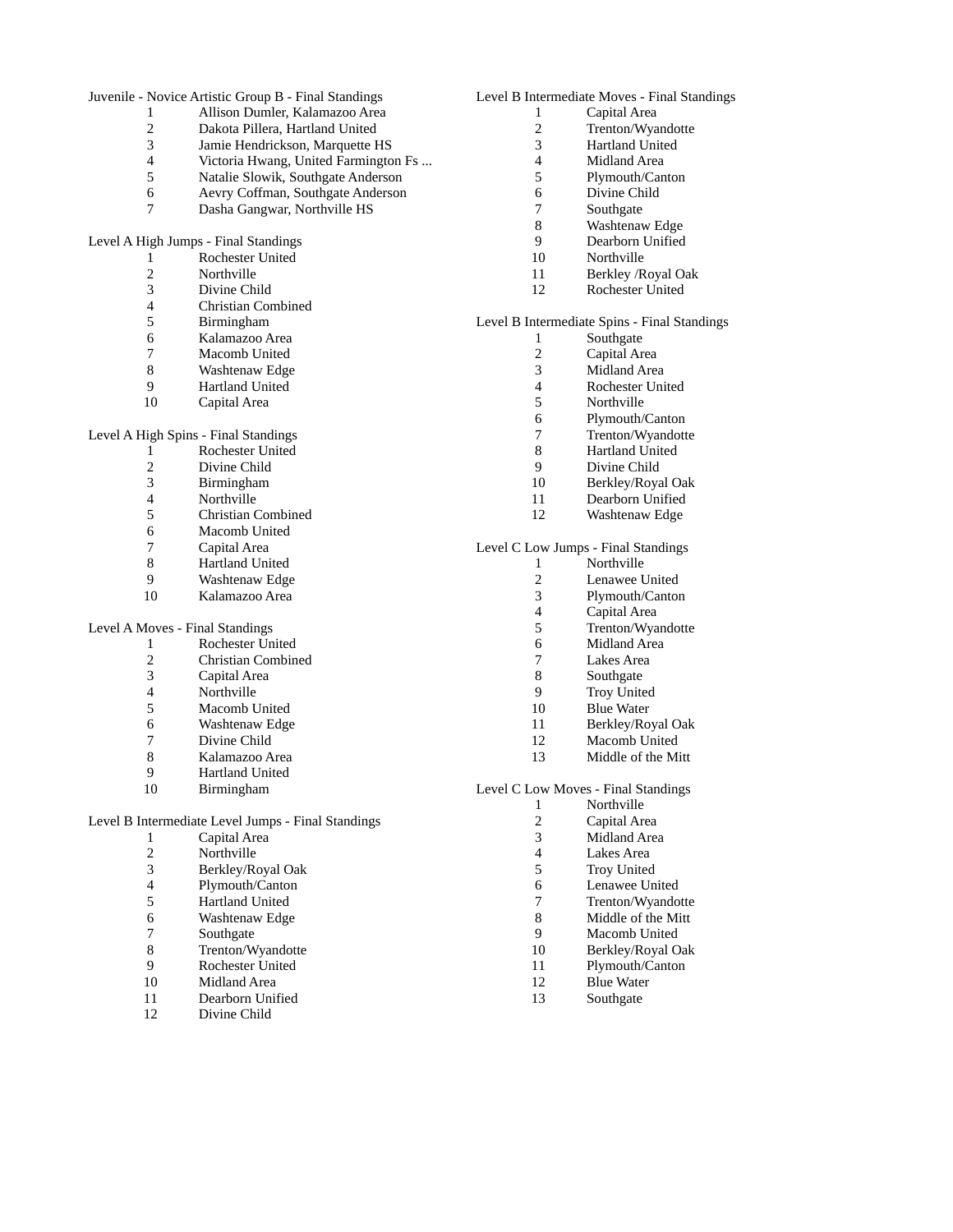Juvenile - Novice Artistic Group B - Final Standings

| Place | Name |
|---|---|
| 1 | Allison Dumler, Kalamazoo Area |
| 2 | Dakota Pillera, Hartland United |
| 3 | Jamie Hendrickson, Marquette HS |
| 4 | Victoria Hwang, United Farmington Fs ... |
| 5 | Natalie Slowik, Southgate Anderson |
| 6 | Aevry Coffman, Southgate Anderson |
| 7 | Dasha Gangwar, Northville HS |

Level A High Jumps - Final Standings

| Place | Team |
|---|---|
| 1 | Rochester United |
| 2 | Northville |
| 3 | Divine Child |
| 4 | Christian Combined |
| 5 | Birmingham |
| 6 | Kalamazoo Area |
| 7 | Macomb United |
| 8 | Washtenaw Edge |
| 9 | Hartland United |
| 10 | Capital Area |

Level A High Spins - Final Standings

| Place | Team |
|---|---|
| 1 | Rochester United |
| 2 | Divine Child |
| 3 | Birmingham |
| 4 | Northville |
| 5 | Christian Combined |
| 6 | Macomb United |
| 7 | Capital Area |
| 8 | Hartland United |
| 9 | Washtenaw Edge |
| 10 | Kalamazoo Area |

Level A Moves - Final Standings

| Place | Team |
|---|---|
| 1 | Rochester United |
| 2 | Christian Combined |
| 3 | Capital Area |
| 4 | Northville |
| 5 | Macomb United |
| 6 | Washtenaw Edge |
| 7 | Divine Child |
| 8 | Kalamazoo Area |
| 9 | Hartland United |
| 10 | Birmingham |

Level B Intermediate Level Jumps - Final Standings

| Place | Team |
|---|---|
| 1 | Capital Area |
| 2 | Northville |
| 3 | Berkley/Royal Oak |
| 4 | Plymouth/Canton |
| 5 | Hartland United |
| 6 | Washtenaw Edge |
| 7 | Southgate |
| 8 | Trenton/Wyandotte |
| 9 | Rochester United |
| 10 | Midland Area |
| 11 | Dearborn Unified |
| 12 | Divine Child |

Level B Intermediate Moves - Final Standings

| Place | Team |
|---|---|
| 1 | Capital Area |
| 2 | Trenton/Wyandotte |
| 3 | Hartland United |
| 4 | Midland Area |
| 5 | Plymouth/Canton |
| 6 | Divine Child |
| 7 | Southgate |
| 8 | Washtenaw Edge |
| 9 | Dearborn Unified |
| 10 | Northville |
| 11 | Berkley /Royal Oak |
| 12 | Rochester United |

Level B Intermediate Spins - Final Standings

| Place | Team |
|---|---|
| 1 | Southgate |
| 2 | Capital Area |
| 3 | Midland Area |
| 4 | Rochester United |
| 5 | Northville |
| 6 | Plymouth/Canton |
| 7 | Trenton/Wyandotte |
| 8 | Hartland United |
| 9 | Divine Child |
| 10 | Berkley/Royal Oak |
| 11 | Dearborn Unified |
| 12 | Washtenaw Edge |

Level C Low Jumps - Final Standings

| Place | Team |
|---|---|
| 1 | Northville |
| 2 | Lenawee United |
| 3 | Plymouth/Canton |
| 4 | Capital Area |
| 5 | Trenton/Wyandotte |
| 6 | Midland Area |
| 7 | Lakes Area |
| 8 | Southgate |
| 9 | Troy United |
| 10 | Blue Water |
| 11 | Berkley/Royal Oak |
| 12 | Macomb United |
| 13 | Middle of the Mitt |

Level C Low Moves - Final Standings

| Place | Team |
|---|---|
| 1 | Northville |
| 2 | Capital Area |
| 3 | Midland Area |
| 4 | Lakes Area |
| 5 | Troy United |
| 6 | Lenawee United |
| 7 | Trenton/Wyandotte |
| 8 | Middle of the Mitt |
| 9 | Macomb United |
| 10 | Berkley/Royal Oak |
| 11 | Plymouth/Canton |
| 12 | Blue Water |
| 13 | Southgate |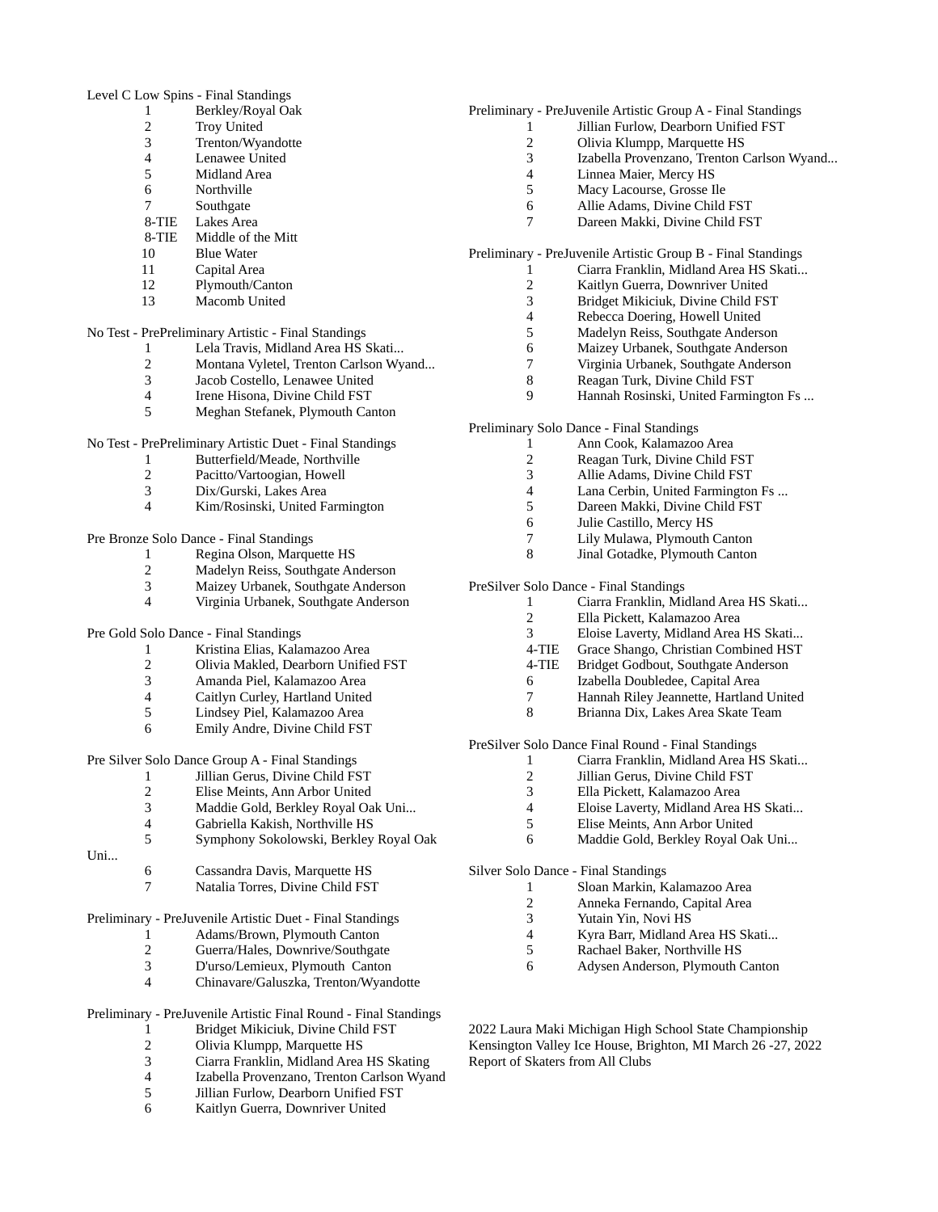Level C Low Spins - Final Standings

| | |
|---|---|
| 1 | Berkley/Royal Oak |
| 2 | Troy United |
| 3 | Trenton/Wyandotte |
| 4 | Lenawee United |
| 5 | Midland Area |
| 6 | Northville |
| 7 | Southgate |
| 8-TIE | Lakes Area |
| 8-TIE | Middle of the Mitt |
| 10 | Blue Water |
| 11 | Capital Area |
| 12 | Plymouth/Canton |
| 13 | Macomb United |

No Test - PrePreliminary Artistic - Final Standings

| | |
|---|---|
| 1 | Lela Travis, Midland Area HS Skati... |
| 2 | Montana Vyletel, Trenton Carlson Wyand... |
| 3 | Jacob Costello, Lenawee United |
| 4 | Irene Hisona, Divine Child FST |
| 5 | Meghan Stefanek, Plymouth Canton |

No Test - PrePreliminary Artistic Duet - Final Standings

| | |
|---|---|
| 1 | Butterfield/Meade, Northville |
| 2 | Pacitto/Vartoogian, Howell |
| 3 | Dix/Gurski, Lakes Area |
| 4 | Kim/Rosinski, United Farmington |

Pre Bronze Solo Dance - Final Standings

| | |
|---|---|
| 1 | Regina Olson, Marquette HS |
| 2 | Madelyn Reiss, Southgate Anderson |
| 3 | Maizey Urbanek, Southgate Anderson |
| 4 | Virginia Urbanek, Southgate Anderson |

Pre Gold Solo Dance - Final Standings

| | |
|---|---|
| 1 | Kristina Elias, Kalamazoo Area |
| 2 | Olivia Makled, Dearborn Unified FST |
| 3 | Amanda Piel, Kalamazoo Area |
| 4 | Caitlyn Curley, Hartland United |
| 5 | Lindsey Piel, Kalamazoo Area |
| 6 | Emily Andre, Divine Child FST |

Pre Silver Solo Dance Group A - Final Standings

| | |
|---|---|
| 1 | Jillian Gerus, Divine Child FST |
| 2 | Elise Meints, Ann Arbor United |
| 3 | Maddie Gold, Berkley Royal Oak Uni... |
| 4 | Gabriella Kakish, Northville HS |
| 5 | Symphony Sokolowski, Berkley Royal Oak Uni... |
| 6 | Cassandra Davis, Marquette HS |
| 7 | Natalia Torres, Divine Child FST |

Preliminary - PreJuvenile Artistic Duet - Final Standings

| | |
|---|---|
| 1 | Adams/Brown, Plymouth Canton |
| 2 | Guerra/Hales, Downrive/Southgate |
| 3 | D'urso/Lemieux, Plymouth Canton |
| 4 | Chinavare/Galuszka, Trenton/Wyandotte |

Preliminary - PreJuvenile Artistic Final Round - Final Standings

| | |
|---|---|
| 1 | Bridget Mikiciuk, Divine Child FST |
| 2 | Olivia Klumpp, Marquette HS |
| 3 | Ciarra Franklin, Midland Area HS Skating |
| 4 | Izabella Provenzano, Trenton Carlson Wyand |
| 5 | Jillian Furlow, Dearborn Unified FST |
| 6 | Kaitlyn Guerra, Downriver United |

Preliminary - PreJuvenile Artistic Group A - Final Standings

| | |
|---|---|
| 1 | Jillian Furlow, Dearborn Unified FST |
| 2 | Olivia Klumpp, Marquette HS |
| 3 | Izabella Provenzano, Trenton Carlson Wyand... |
| 4 | Linnea Maier, Mercy HS |
| 5 | Macy Lacourse, Grosse Ile |
| 6 | Allie Adams, Divine Child FST |
| 7 | Dareen Makki, Divine Child FST |

Preliminary - PreJuvenile Artistic Group B - Final Standings

| | |
|---|---|
| 1 | Ciarra Franklin, Midland Area HS Skati... |
| 2 | Kaitlyn Guerra, Downriver United |
| 3 | Bridget Mikiciuk, Divine Child FST |
| 4 | Rebecca Doering, Howell United |
| 5 | Madelyn Reiss, Southgate Anderson |
| 6 | Maizey Urbanek, Southgate Anderson |
| 7 | Virginia Urbanek, Southgate Anderson |
| 8 | Reagan Turk, Divine Child FST |
| 9 | Hannah Rosinski, United Farmington Fs ... |

Preliminary Solo Dance - Final Standings

| | |
|---|---|
| 1 | Ann Cook, Kalamazoo Area |
| 2 | Reagan Turk, Divine Child FST |
| 3 | Allie Adams, Divine Child FST |
| 4 | Lana Cerbin, United Farmington Fs ... |
| 5 | Dareen Makki, Divine Child FST |
| 6 | Julie Castillo, Mercy HS |
| 7 | Lily Mulawa, Plymouth Canton |
| 8 | Jinal Gotadke, Plymouth Canton |

PreSilver Solo Dance - Final Standings

| | |
|---|---|
| 1 | Ciarra Franklin, Midland Area HS Skati... |
| 2 | Ella Pickett, Kalamazoo Area |
| 3 | Eloise Laverty, Midland Area HS Skati... |
| 4-TIE | Grace Shango, Christian Combined HST |
| 4-TIE | Bridget Godbout, Southgate Anderson |
| 6 | Izabella Doubledee, Capital Area |
| 7 | Hannah Riley Jeannette, Hartland United |
| 8 | Brianna Dix, Lakes Area Skate Team |

PreSilver Solo Dance Final Round - Final Standings

| | |
|---|---|
| 1 | Ciarra Franklin, Midland Area HS Skati... |
| 2 | Jillian Gerus, Divine Child FST |
| 3 | Ella Pickett, Kalamazoo Area |
| 4 | Eloise Laverty, Midland Area HS Skati... |
| 5 | Elise Meints, Ann Arbor United |
| 6 | Maddie Gold, Berkley Royal Oak Uni... |

Silver Solo Dance - Final Standings

| | |
|---|---|
| 1 | Sloan Markin, Kalamazoo Area |
| 2 | Anneka Fernando, Capital Area |
| 3 | Yutain Yin, Novi HS |
| 4 | Kyra Barr, Midland Area HS Skati... |
| 5 | Rachael Baker, Northville HS |
| 6 | Adysen Anderson, Plymouth Canton |

2022 Laura Maki Michigan High School State Championship
Kensington Valley Ice House, Brighton, MI March 26 -27, 2022
Report of Skaters from All Clubs